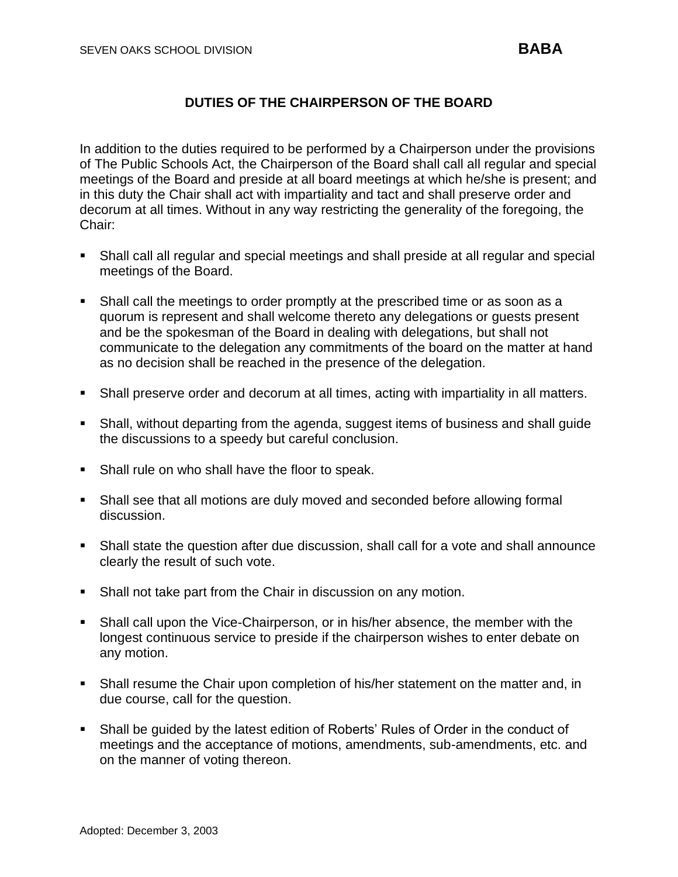SEVEN OAKS SCHOOL DIVISION **BABA**

# DUTIES OF THE CHAIRPERSON OF THE BOARD

In addition to the duties required to be performed by a Chairperson under the provisions of The Public Schools Act, the Chairperson of the Board shall call all regular and special meetings of the Board and preside at all board meetings at which he/she is present; and in this duty the Chair shall act with impartiality and tact and shall preserve order and decorum at all times. Without in any way restricting the generality of the foregoing, the Chair:

- Shall call all regular and special meetings and shall preside at all regular and special meetings of the Board.
- Shall call the meetings to order promptly at the prescribed time or as soon as a quorum is represent and shall welcome thereto any delegations or guests present and be the spokesman of the Board in dealing with delegations, but shall not communicate to the delegation any commitments of the board on the matter at hand as no decision shall be reached in the presence of the delegation.
- Shall preserve order and decorum at all times, acting with impartiality in all matters.
- Shall, without departing from the agenda, suggest items of business and shall guide the discussions to a speedy but careful conclusion.
- Shall rule on who shall have the floor to speak.
- Shall see that all motions are duly moved and seconded before allowing formal discussion.
- Shall state the question after due discussion, shall call for a vote and shall announce clearly the result of such vote.
- Shall not take part from the Chair in discussion on any motion.
- Shall call upon the Vice-Chairperson, or in his/her absence, the member with the longest continuous service to preside if the chairperson wishes to enter debate on any motion.
- Shall resume the Chair upon completion of his/her statement on the matter and, in due course, call for the question.
- Shall be guided by the latest edition of Roberts' Rules of Order in the conduct of meetings and the acceptance of motions, amendments, sub-amendments, etc. and on the manner of voting thereon.

Adopted: December 3, 2003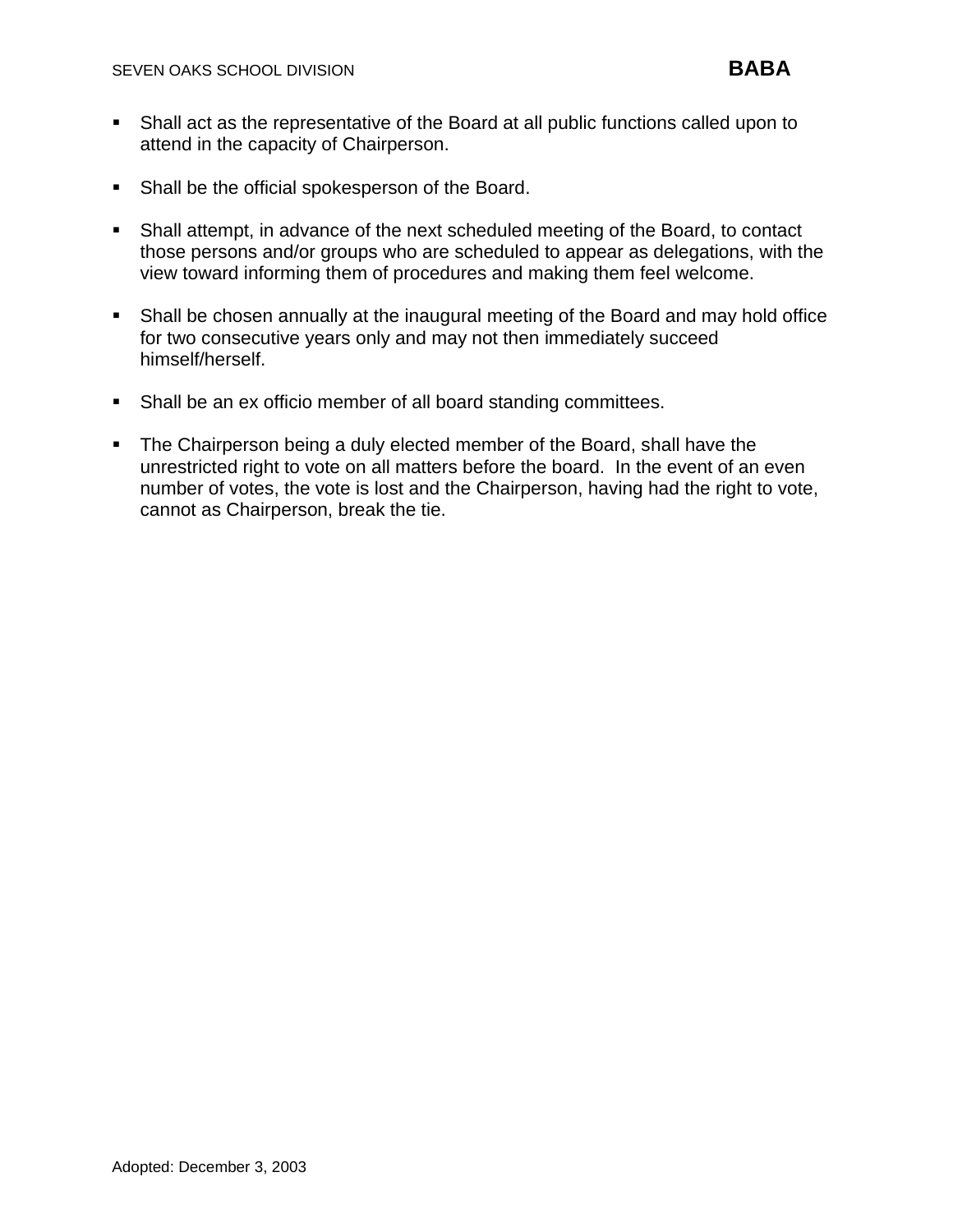- Shall act as the representative of the Board at all public functions called upon to attend in the capacity of Chairperson.
- Shall be the official spokesperson of the Board.
- Shall attempt, in advance of the next scheduled meeting of the Board, to contact those persons and/or groups who are scheduled to appear as delegations, with the view toward informing them of procedures and making them feel welcome.
- Shall be chosen annually at the inaugural meeting of the Board and may hold office for two consecutive years only and may not then immediately succeed himself/herself.
- Shall be an ex officio member of all board standing committees.
- The Chairperson being a duly elected member of the Board, shall have the unrestricted right to vote on all matters before the board. In the event of an even number of votes, the vote is lost and the Chairperson, having had the right to vote, cannot as Chairperson, break the tie.

Adopted: December 3, 2003